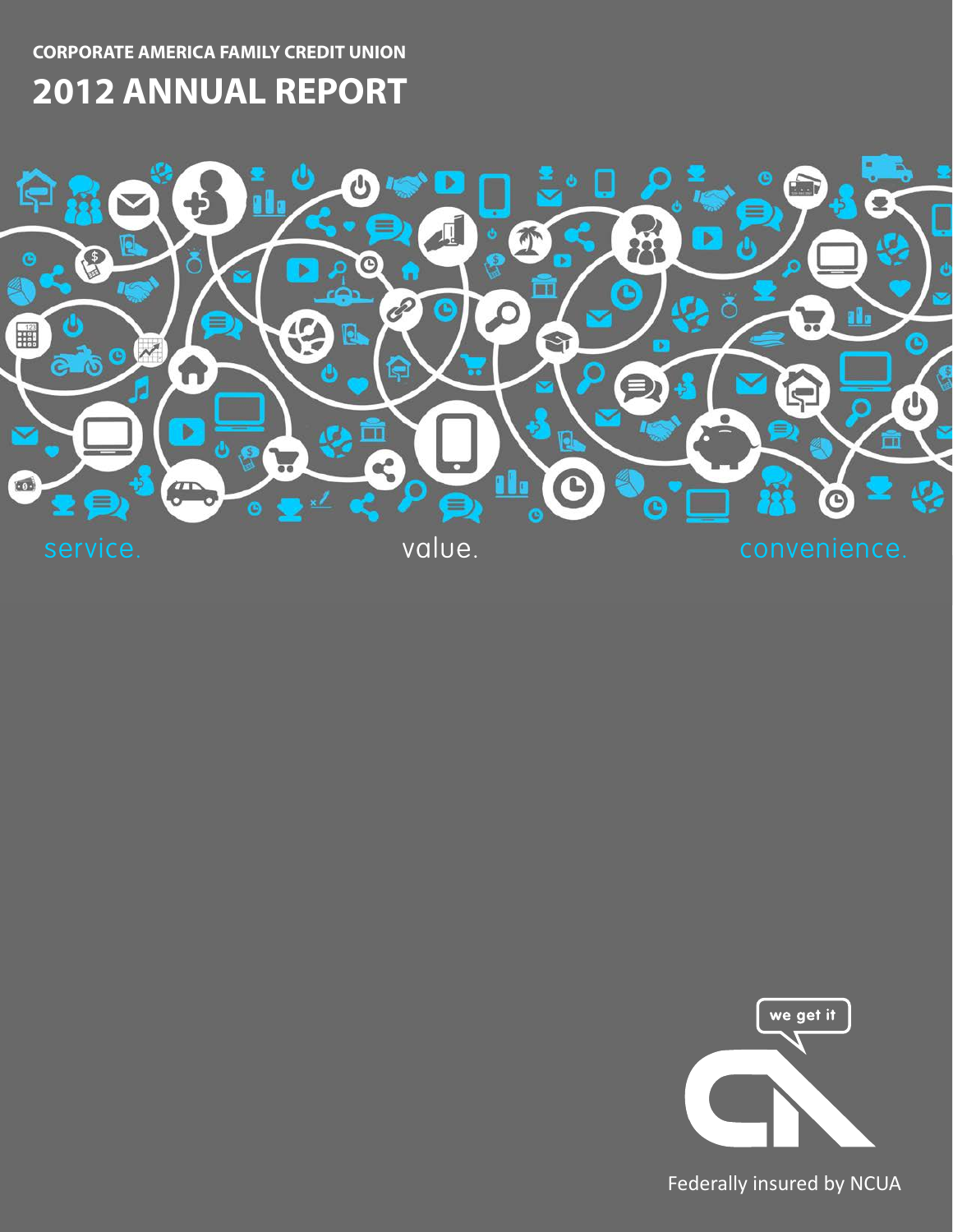**CORPORATE AMERICA FAMILY CREDIT UNION**

# 2012 ANNUAL REPORT

service. value. convenience.

we get it

Federally insured by NCUA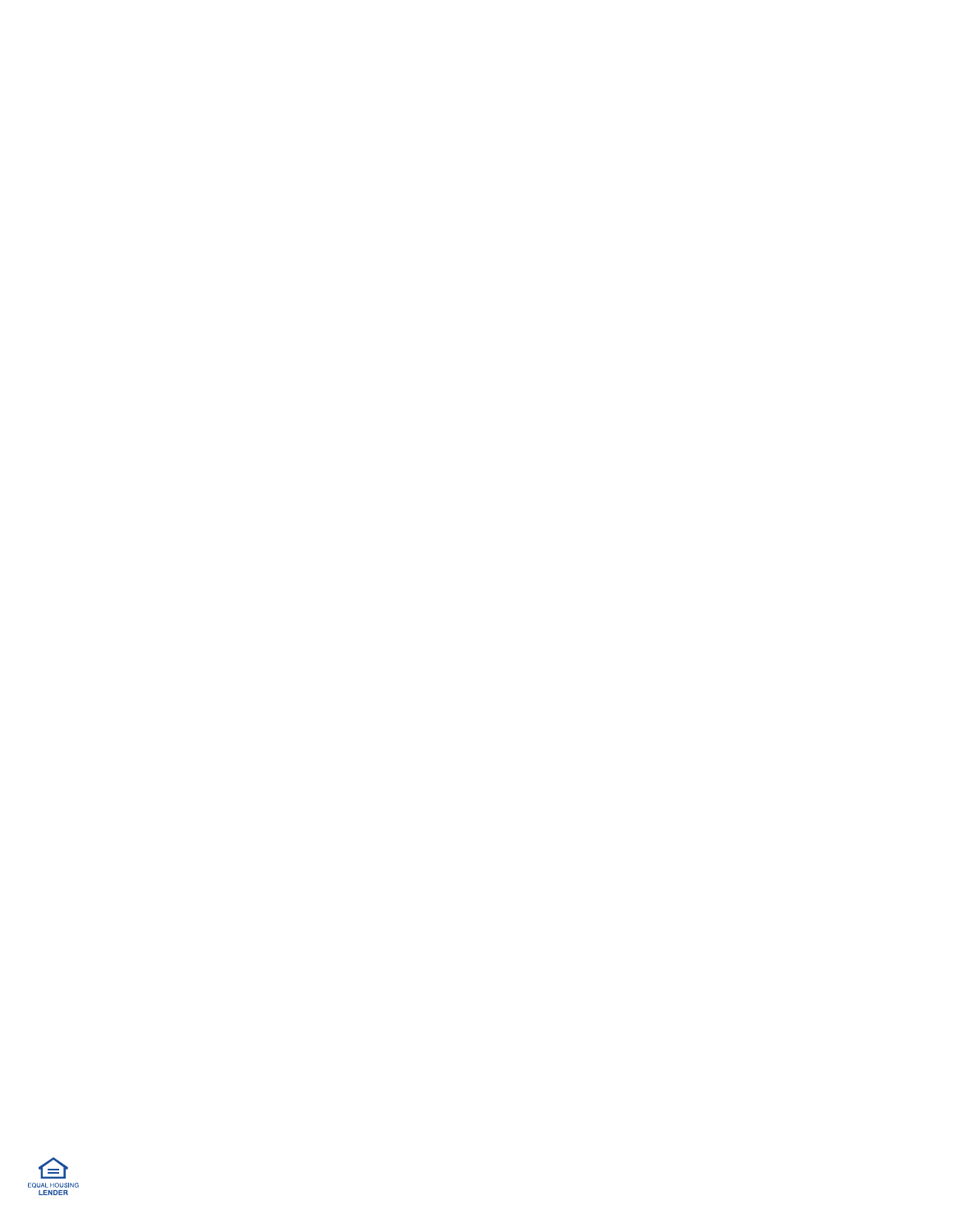EQUAL HOUSING
LENDER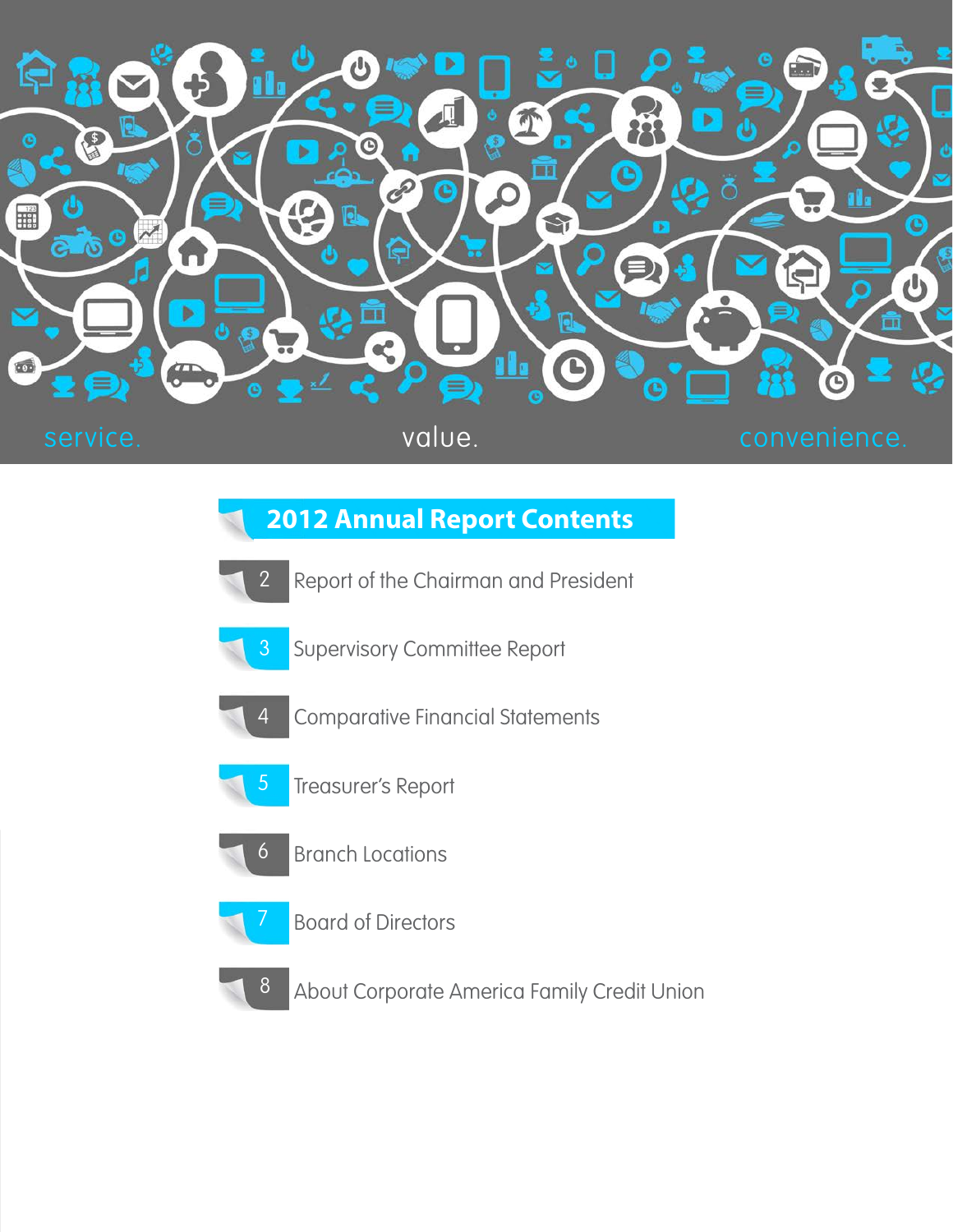service. value. convenience.

## 2012 Annual Report Contents

| | |
|---|---|
| 2 | Report of the Chairman and President |
| 3 | Supervisory Committee Report |
| 4 | Comparative Financial Statements |
| 5 | Treasurer's Report |
| 6 | Branch Locations |
| 7 | Board of Directors |
| 8 | About Corporate America Family Credit Union |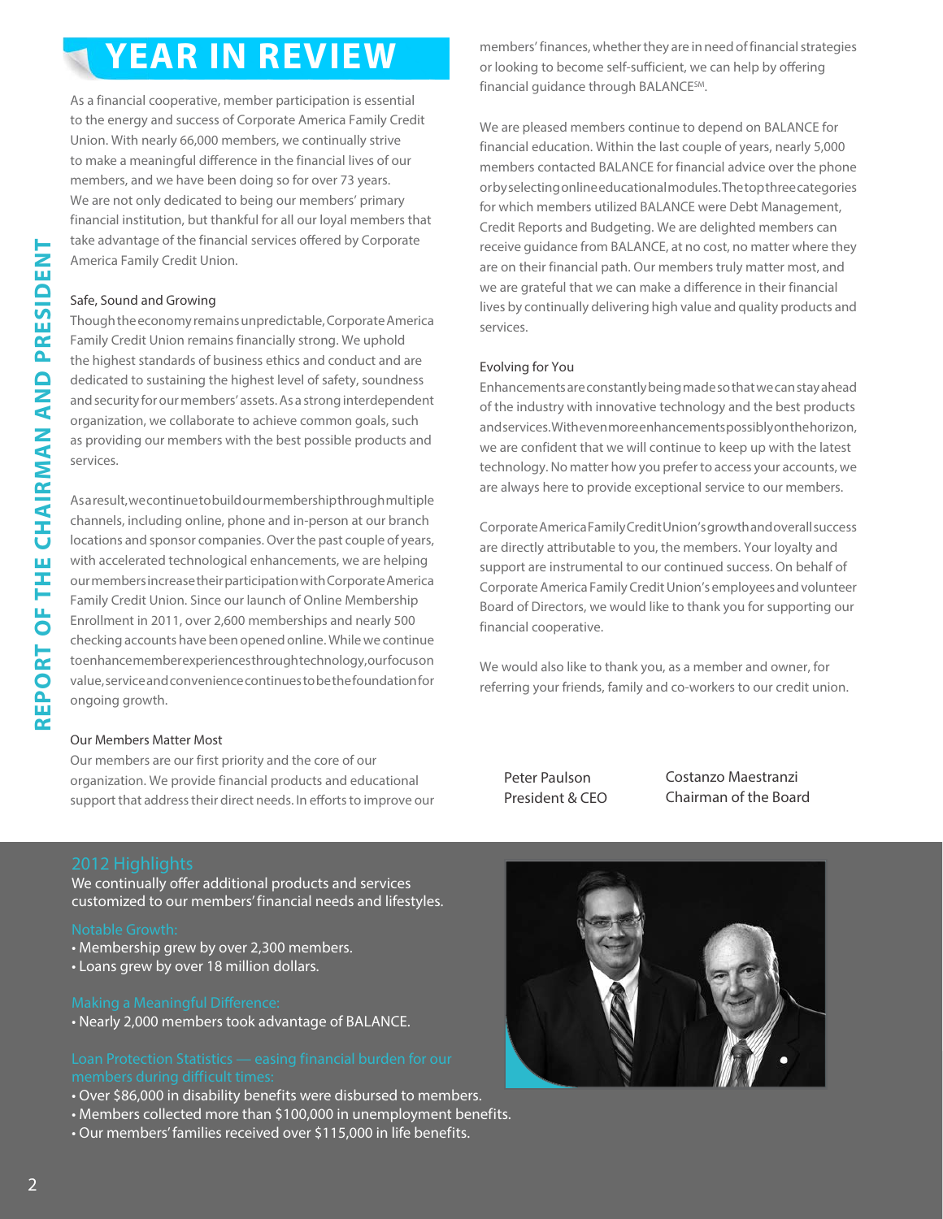# YEAR IN REVIEW

## REPORT OF THE CHAIRMAN AND PRESIDENT

As a financial cooperative, member participation is essential to the energy and success of Corporate America Family Credit Union. With nearly 66,000 members, we continually strive to make a meaningful difference in the financial lives of our members, and we have been doing so for over 73 years. We are not only dedicated to being our members' primary financial institution, but thankful for all our loyal members that take advantage of the financial services offered by Corporate America Family Credit Union.

### Safe, Sound and Growing

Though the economy remains unpredictable, Corporate America Family Credit Union remains financially strong. We uphold the highest standards of business ethics and conduct and are dedicated to sustaining the highest level of safety, soundness and security for our members' assets. As a strong interdependent organization, we collaborate to achieve common goals, such as providing our members with the best possible products and services.

As a result, we continue to build our membership through multiple channels, including online, phone and in-person at our branch locations and sponsor companies. Over the past couple of years, with accelerated technological enhancements, we are helping our members increase their participation with Corporate America Family Credit Union. Since our launch of Online Membership Enrollment in 2011, over 2,600 memberships and nearly 500 checking accounts have been opened online. While we continue to enhance member experiences through technology, our focus on value, service and convenience continues to be the foundation for ongoing growth.

### Our Members Matter Most

Our members are our first priority and the core of our organization. We provide financial products and educational support that address their direct needs. In efforts to improve our members' finances, whether they are in need of financial strategies or looking to become self-sufficient, we can help by offering financial guidance through BALANCE℠.

We are pleased members continue to depend on BALANCE for financial education. Within the last couple of years, nearly 5,000 members contacted BALANCE for financial advice over the phone or by selecting online educational modules. The top three categories for which members utilized BALANCE were Debt Management, Credit Reports and Budgeting. We are delighted members can receive guidance from BALANCE, at no cost, no matter where they are on their financial path. Our members truly matter most, and we are grateful that we can make a difference in their financial lives by continually delivering high value and quality products and services.

### Evolving for You

Enhancements are constantly being made so that we can stay ahead of the industry with innovative technology and the best products and services. With even more enhancements possibly on the horizon, we are confident that we will continue to keep up with the latest technology. No matter how you prefer to access your accounts, we are always here to provide exceptional service to our members.

Corporate America Family Credit Union's growth and overall success are directly attributable to you, the members. Your loyalty and support are instrumental to our continued success. On behalf of Corporate America Family Credit Union's employees and volunteer Board of Directors, we would like to thank you for supporting our financial cooperative.

We would also like to thank you, as a member and owner, for referring your friends, family and co-workers to our credit union.

Peter Paulson
President & CEO

Costanzo Maestranzi
Chairman of the Board

### 2012 Highlights

We continually offer additional products and services customized to our members' financial needs and lifestyles.

**Notable Growth:**

- Membership grew by over 2,300 members.
- Loans grew by over 18 million dollars.

**Making a Meaningful Difference:**

- Nearly 2,000 members took advantage of BALANCE.

**Loan Protection Statistics — easing financial burden for our members during difficult times:**

- Over $86,000 in disability benefits were disbursed to members.
- Members collected more than $100,000 in unemployment benefits.
- Our members' families received over $115,000 in life benefits.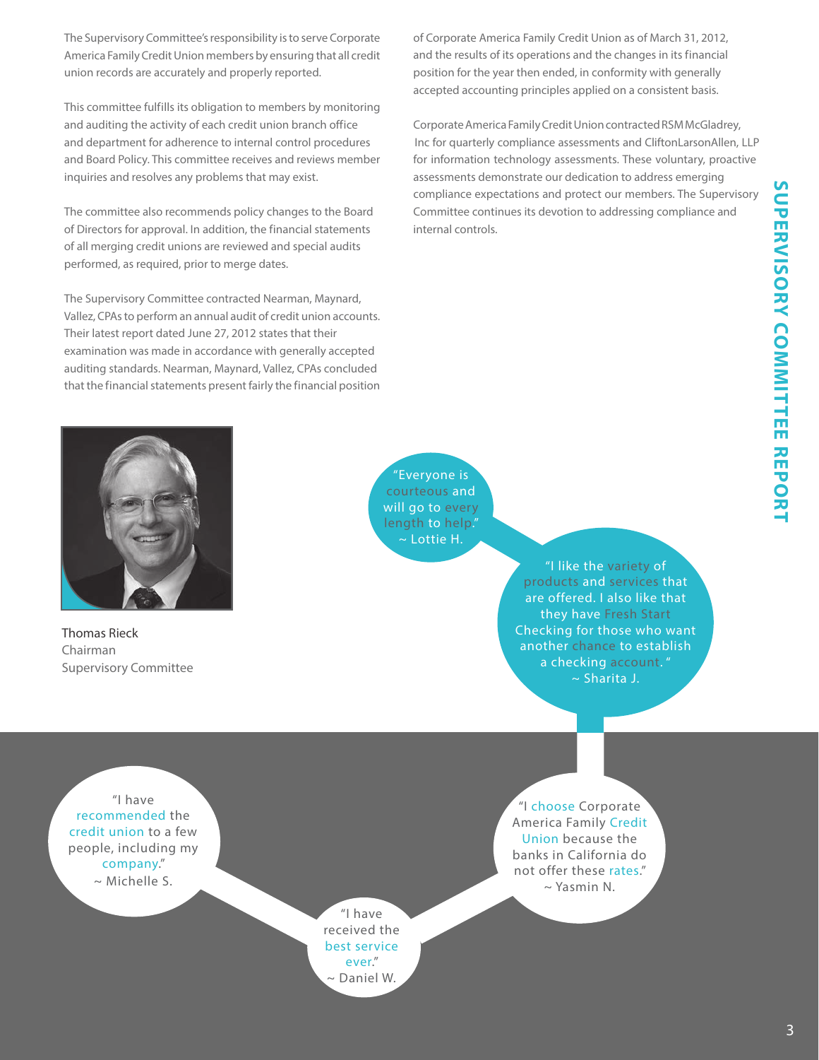# SUPERVISORY COMMITTEE REPORT

The Supervisory Committee's responsibility is to serve Corporate America Family Credit Union members by ensuring that all credit union records are accurately and properly reported.

This committee fulfills its obligation to members by monitoring and auditing the activity of each credit union branch office and department for adherence to internal control procedures and Board Policy. This committee receives and reviews member inquiries and resolves any problems that may exist.

The committee also recommends policy changes to the Board of Directors for approval. In addition, the financial statements of all merging credit unions are reviewed and special audits performed, as required, prior to merge dates.

The Supervisory Committee contracted Nearman, Maynard, Vallez, CPAs to perform an annual audit of credit union accounts. Their latest report dated June 27, 2012 states that their examination was made in accordance with generally accepted auditing standards. Nearman, Maynard, Vallez, CPAs concluded that the financial statements present fairly the financial position of Corporate America Family Credit Union as of March 31, 2012, and the results of its operations and the changes in its financial position for the year then ended, in conformity with generally accepted accounting principles applied on a consistent basis.

Corporate America Family Credit Union contracted RSM McGladrey, Inc for quarterly compliance assessments and CliftonLarsonAllen, LLP for information technology assessments. These voluntary, proactive assessments demonstrate our dedication to address emerging compliance expectations and protect our members. The Supervisory Committee continues its devotion to addressing compliance and internal controls.

Thomas Rieck
Chairman
Supervisory Committee

"Everyone is courteous and will go to every length to help."
~ Lottie H.

"I like the variety of products and services that are offered. I also like that they have Fresh Start Checking for those who want another chance to establish a checking account. "
~ Sharita J.

"I have recommended the credit union to a few people, including my company."
~ Michelle S.

"I choose Corporate America Family Credit Union because the banks in California do not offer these rates."
~ Yasmin N.

"I have received the best service ever."
~ Daniel W.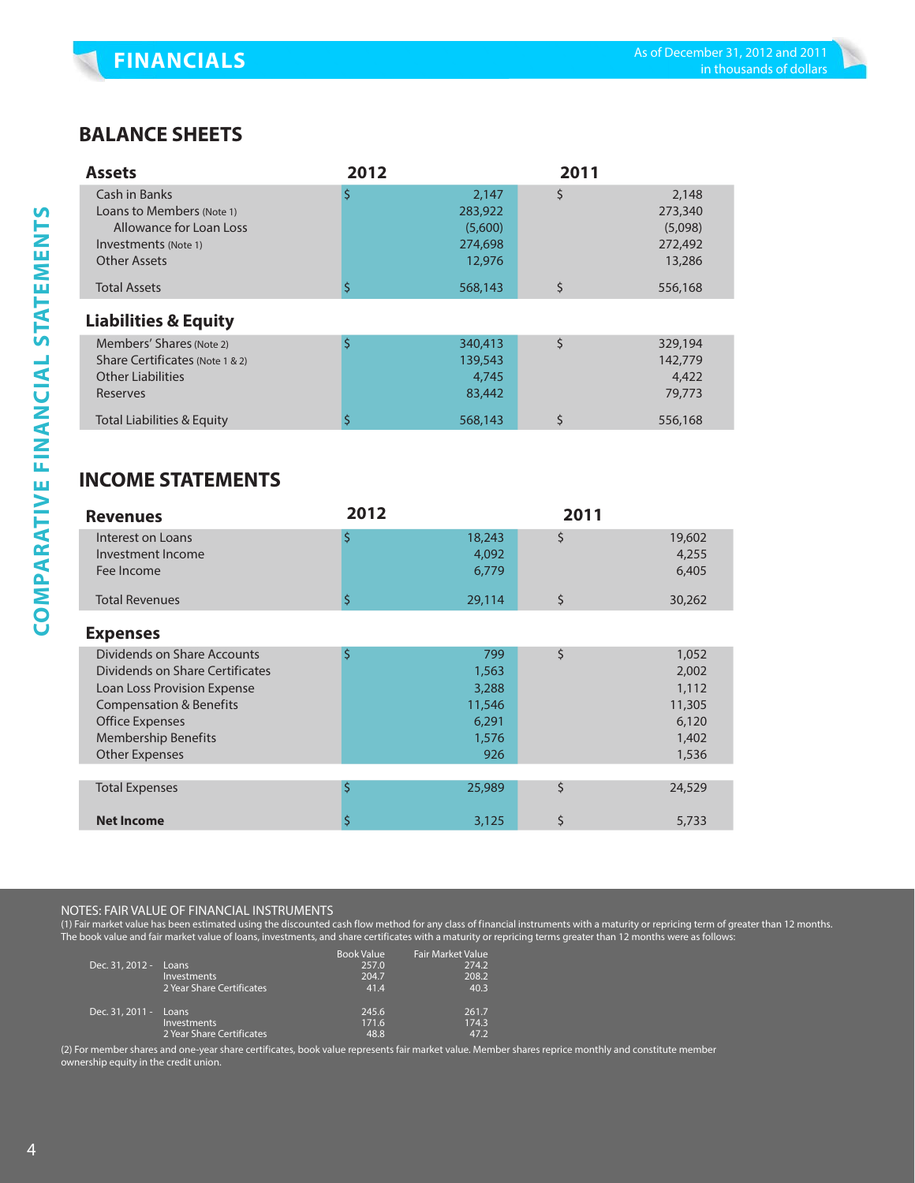# FINANCIALS

As of December 31, 2012 and 2011
in thousands of dollars

## COMPARATIVE FINANCIAL STATEMENTS

## BALANCE SHEETS

| Assets | 2012 | 2011 |
|---|---|---|
| Cash in Banks | $ 2,147 | $ 2,148 |
| Loans to Members (Note 1) | 283,922 | 273,340 |
| Allowance for Loan Loss | (5,600) | (5,098) |
| Investments (Note 1) | 274,698 | 272,492 |
| Other Assets | 12,976 | 13,286 |
| Total Assets | $ 568,143 | $ 556,168 |

| Liabilities & Equity | 2012 | 2011 |
|---|---|---|
| Members' Shares (Note 2) | $ 340,413 | $ 329,194 |
| Share Certificates (Note 1 & 2) | 139,543 | 142,779 |
| Other Liabilities | 4,745 | 4,422 |
| Reserves | 83,442 | 79,773 |
| Total Liabilities & Equity | $ 568,143 | $ 556,168 |

## INCOME STATEMENTS

| Revenues | 2012 | 2011 |
|---|---|---|
| Interest on Loans | $ 18,243 | $ 19,602 |
| Investment Income | 4,092 | 4,255 |
| Fee Income | 6,779 | 6,405 |
| Total Revenues | $ 29,114 | $ 30,262 |

| Expenses | 2012 | 2011 |
|---|---|---|
| Dividends on Share Accounts | $ 799 | $ 1,052 |
| Dividends on Share Certificates | 1,563 | 2,002 |
| Loan Loss Provision Expense | 3,288 | 1,112 |
| Compensation & Benefits | 11,546 | 11,305 |
| Office Expenses | 6,291 | 6,120 |
| Membership Benefits | 1,576 | 1,402 |
| Other Expenses | 926 | 1,536 |
| Total Expenses | $ 25,989 | $ 24,529 |
| **Net Income** | $ 3,125 | $ 5,733 |

NOTES: FAIR VALUE OF FINANCIAL INSTRUMENTS

(1) Fair market value has been estimated using the discounted cash flow method for any class of financial instruments with a maturity or repricing term of greater than 12 months. The book value and fair market value of loans, investments, and share certificates with a maturity or repricing terms greater than 12 months were as follows:

| | | Book Value | Fair Market Value |
|---|---|---|---|
| Dec. 31, 2012 - | Loans | 257.0 | 274.2 |
| | Investments | 204.7 | 208.2 |
| | 2 Year Share Certificates | 41.4 | 40.3 |
| Dec. 31, 2011 - | Loans | 245.6 | 261.7 |
| | Investments | 171.6 | 174.3 |
| | 2 Year Share Certificates | 48.8 | 47.2 |

(2) For member shares and one-year share certificates, book value represents fair market value. Member shares reprice monthly and constitute member ownership equity in the credit union.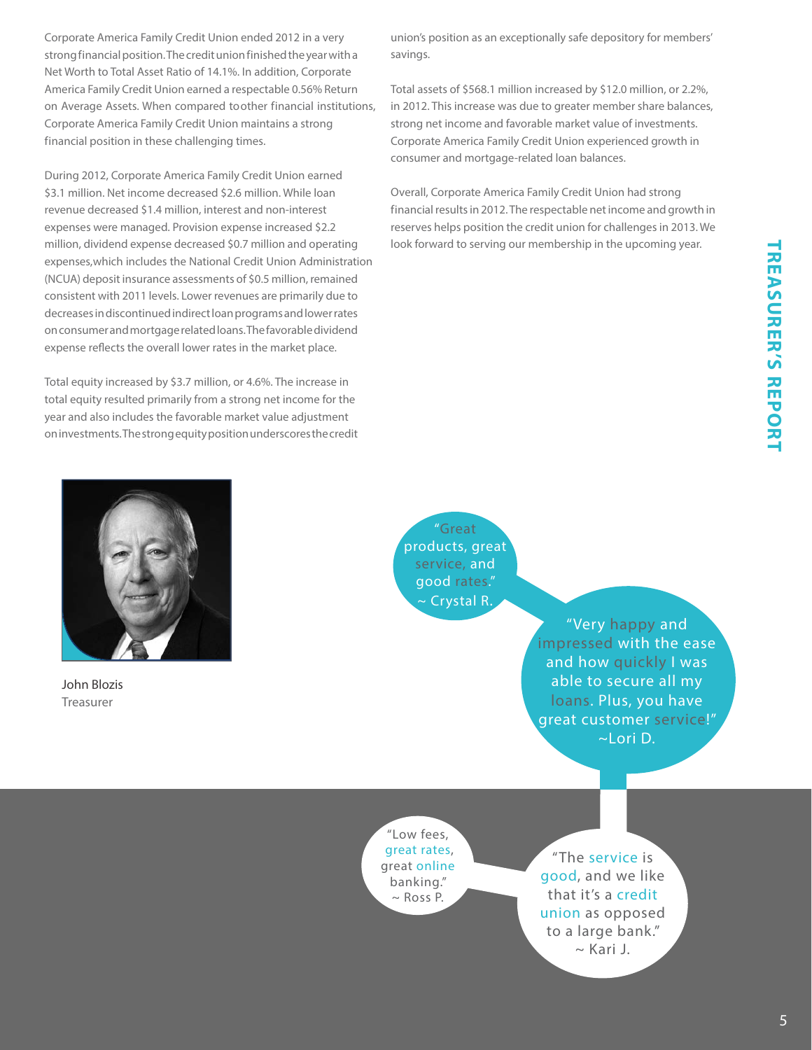# TREASURER'S REPORT

Corporate America Family Credit Union ended 2012 in a very strong financial position. The credit union finished the year with a Net Worth to Total Asset Ratio of 14.1%. In addition, Corporate America Family Credit Union earned a respectable 0.56% Return on Average Assets. When compared to other financial institutions, Corporate America Family Credit Union maintains a strong financial position in these challenging times.

During 2012, Corporate America Family Credit Union earned $3.1 million. Net income decreased $2.6 million. While loan revenue decreased $1.4 million, interest and non-interest expenses were managed. Provision expense increased $2.2 million, dividend expense decreased $0.7 million and operating expenses, which includes the National Credit Union Administration (NCUA) deposit insurance assessments of $0.5 million, remained consistent with 2011 levels. Lower revenues are primarily due to decreases in discontinued indirect loan programs and lower rates on consumer and mortgage related loans. The favorable dividend expense reflects the overall lower rates in the market place.

Total equity increased by $3.7 million, or 4.6%. The increase in total equity resulted primarily from a strong net income for the year and also includes the favorable market value adjustment on investments. The strong equity position underscores the credit union's position as an exceptionally safe depository for members' savings.

Total assets of $568.1 million increased by $12.0 million, or 2.2%, in 2012. This increase was due to greater member share balances, strong net income and favorable market value of investments. Corporate America Family Credit Union experienced growth in consumer and mortgage-related loan balances.

Overall, Corporate America Family Credit Union had strong financial results in 2012. The respectable net income and growth in reserves helps position the credit union for challenges in 2013. We look forward to serving our membership in the upcoming year.

John Blozis
Treasurer

"Great products, great service, and good rates."
~ Crystal R.

"Very happy and impressed with the ease and how quickly I was able to secure all my loans. Plus, you have great customer service!"
~Lori D.

"Low fees, great rates, great online banking."
~ Ross P.

"The service is good, and we like that it's a credit union as opposed to a large bank."
~ Kari J.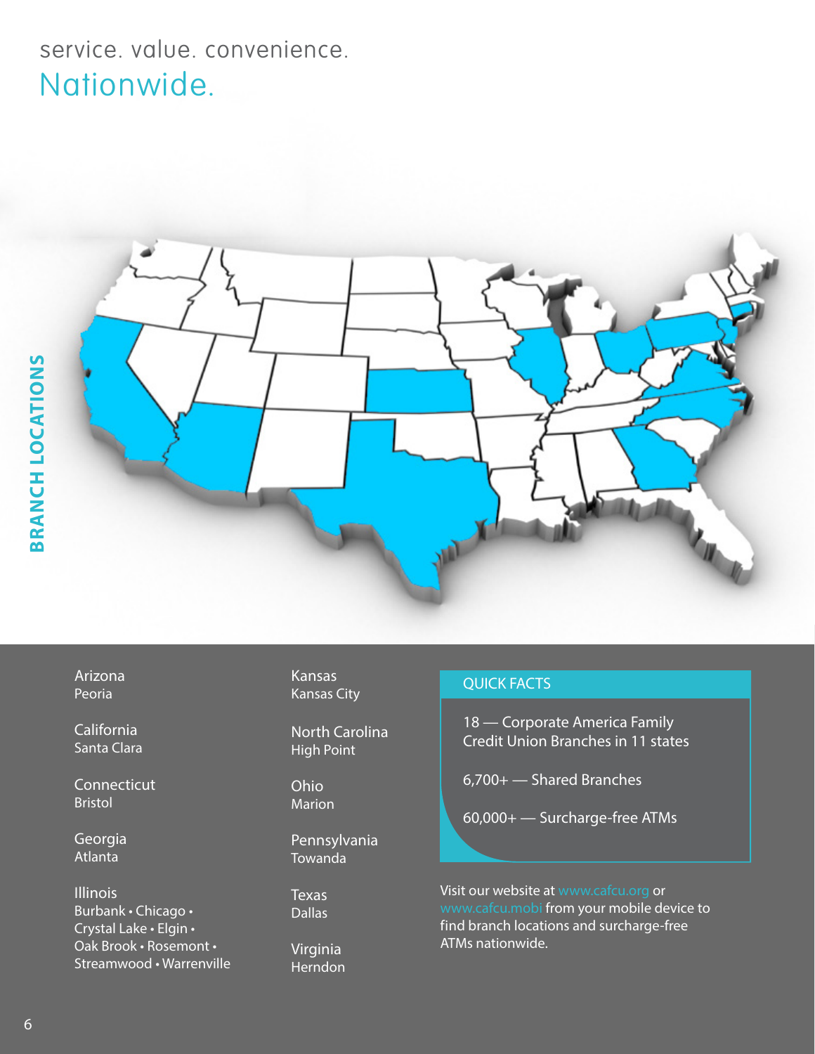service. value. convenience.

# Nationwide.

## BRANCH LOCATIONS

**Arizona**
Peoria

**California**
Santa Clara

**Connecticut**
Bristol

**Georgia**
Atlanta

**Illinois**
Burbank • Chicago • Crystal Lake • Elgin • Oak Brook • Rosemont • Streamwood • Warrenville

**Kansas**
Kansas City

**North Carolina**
High Point

**Ohio**
Marion

**Pennsylvania**
Towanda

**Texas**
Dallas

**Virginia**
Herndon

### QUICK FACTS

18 — Corporate America Family Credit Union Branches in 11 states

6,700+ — Shared Branches

60,000+ — Surcharge-free ATMs

Visit our website at www.cafcu.org or www.cafcu.mobi from your mobile device to find branch locations and surcharge-free ATMs nationwide.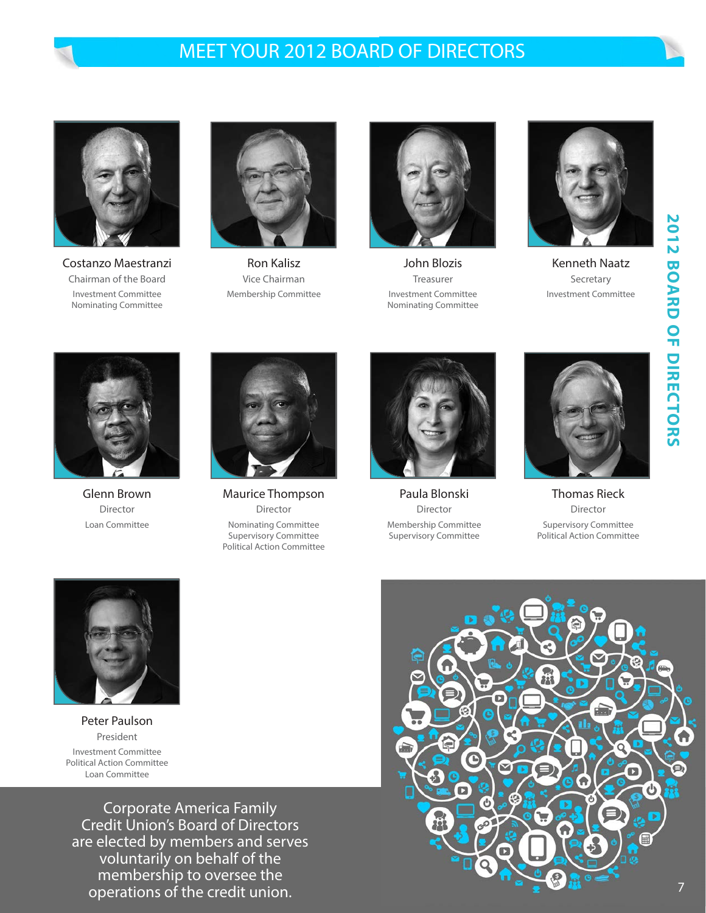# MEET YOUR 2012 BOARD OF DIRECTORS

**Costanzo Maestranzi**
Chairman of the Board
Investment Committee
Nominating Committee

**Ron Kalisz**
Vice Chairman
Membership Committee

**John Blozis**
Treasurer
Investment Committee
Nominating Committee

**Kenneth Naatz**
Secretary
Investment Committee

**Glenn Brown**
Director
Loan Committee

**Maurice Thompson**
Director
Nominating Committee
Supervisory Committee
Political Action Committee

**Paula Blonski**
Director
Membership Committee
Supervisory Committee

**Thomas Rieck**
Director
Supervisory Committee
Political Action Committee

**Peter Paulson**
President
Investment Committee
Political Action Committee
Loan Committee

Corporate America Family Credit Union's Board of Directors are elected by members and serves voluntarily on behalf of the membership to oversee the operations of the credit union.

2012 BOARD OF DIRECTORS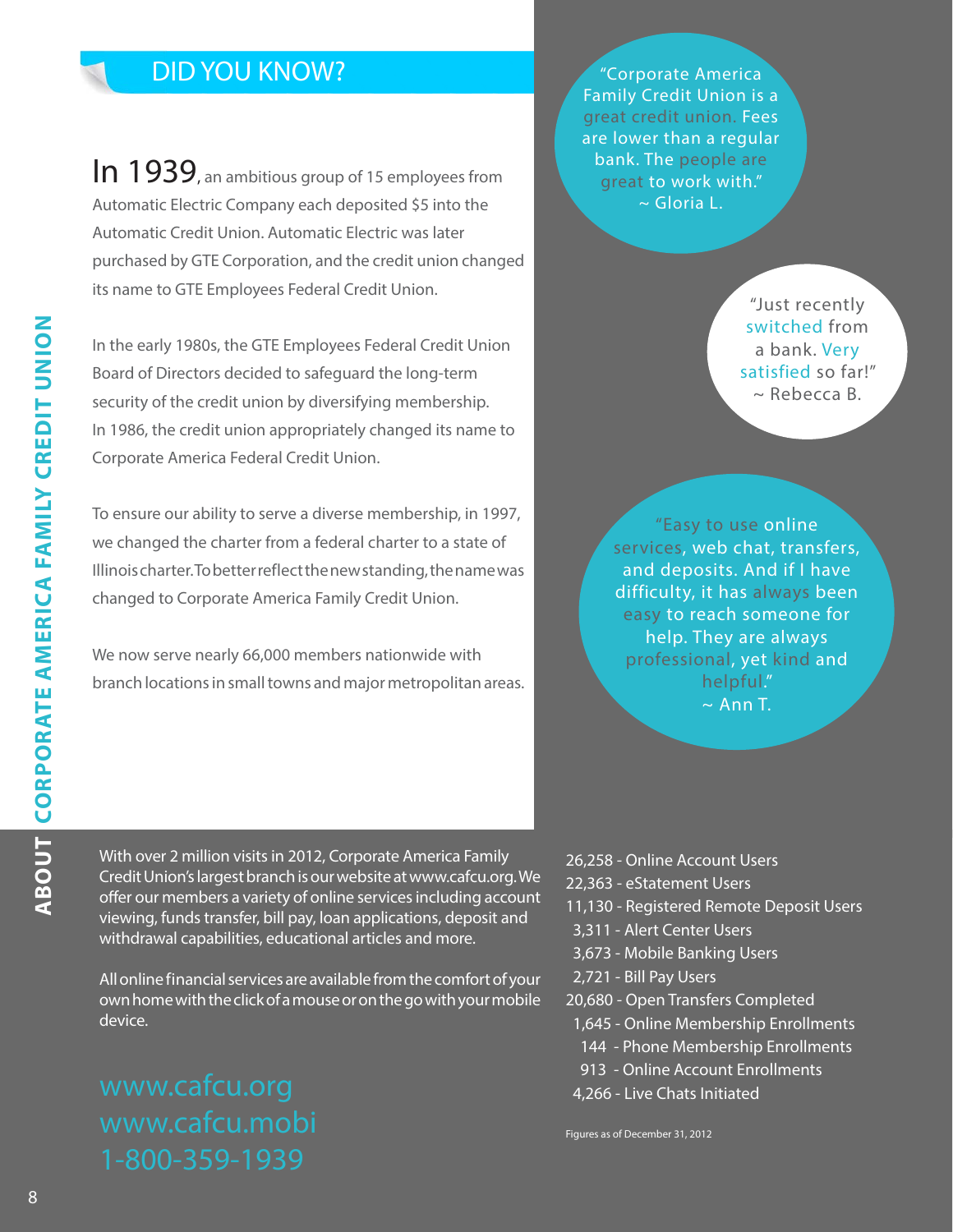# ABOUT CORPORATE AMERICA FAMILY CREDIT UNION

## DID YOU KNOW?

In 1939, an ambitious group of 15 employees from Automatic Electric Company each deposited $5 into the Automatic Credit Union. Automatic Electric was later purchased by GTE Corporation, and the credit union changed its name to GTE Employees Federal Credit Union.

In the early 1980s, the GTE Employees Federal Credit Union Board of Directors decided to safeguard the long-term security of the credit union by diversifying membership. In 1986, the credit union appropriately changed its name to Corporate America Federal Credit Union.

To ensure our ability to serve a diverse membership, in 1997, we changed the charter from a federal charter to a state of Illinois charter. To better reflect the new standing, the name was changed to Corporate America Family Credit Union.

We now serve nearly 66,000 members nationwide with branch locations in small towns and major metropolitan areas.

"Corporate America Family Credit Union is a great credit union. Fees are lower than a regular bank. The people are great to work with."
~ Gloria L.

"Just recently switched from a bank. Very satisfied so far!"
~ Rebecca B.

"Easy to use online services, web chat, transfers, and deposits. And if I have difficulty, it has always been easy to reach someone for help. They are always professional, yet kind and helpful."
~ Ann T.

With over 2 million visits in 2012, Corporate America Family Credit Union's largest branch is our website at www.cafcu.org. We offer our members a variety of online services including account viewing, funds transfer, bill pay, loan applications, deposit and withdrawal capabilities, educational articles and more.

All online financial services are available from the comfort of your own home with the click of a mouse or on the go with your mobile device.

www.cafcu.org
www.cafcu.mobi
1-800-359-1939

- 26,258 - Online Account Users
- 22,363 - eStatement Users
- 11,130 - Registered Remote Deposit Users
- 3,311 - Alert Center Users
- 3,673 - Mobile Banking Users
- 2,721 - Bill Pay Users
- 20,680 - Open Transfers Completed
- 1,645 - Online Membership Enrollments
- 144 - Phone Membership Enrollments
- 913 - Online Account Enrollments
- 4,266 - Live Chats Initiated

Figures as of December 31, 2012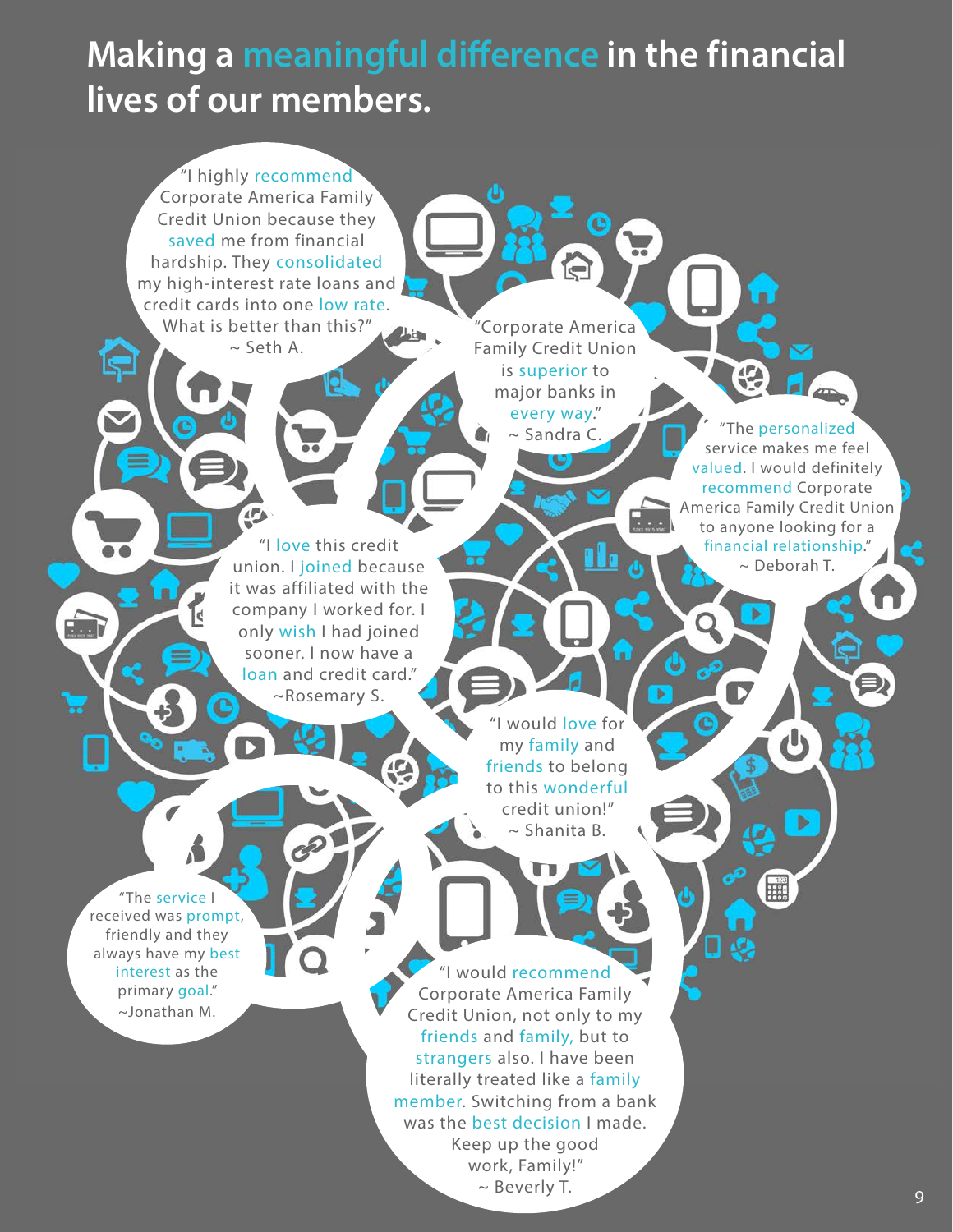# Making a meaningful difference in the financial lives of our members.

"I highly recommend Corporate America Family Credit Union because they saved me from financial hardship. They consolidated my high-interest rate loans and credit cards into one low rate. What is better than this?"
~ Seth A.

"Corporate America Family Credit Union is superior to major banks in every way."
~ Sandra C.

"The personalized service makes me feel valued. I would definitely recommend Corporate America Family Credit Union to anyone looking for a financial relationship."
~ Deborah T.

"I love this credit union. I joined because it was affiliated with the company I worked for. I only wish I had joined sooner. I now have a loan and credit card."
~Rosemary S.

"I would love for my family and friends to belong to this wonderful credit union!"
~ Shanita B.

"The service I received was prompt, friendly and they always have my best interest as the primary goal."
~Jonathan M.

"I would recommend Corporate America Family Credit Union, not only to my friends and family, but to strangers also. I have been literally treated like a family member. Switching from a bank was the best decision I made. Keep up the good work, Family!"
~ Beverly T.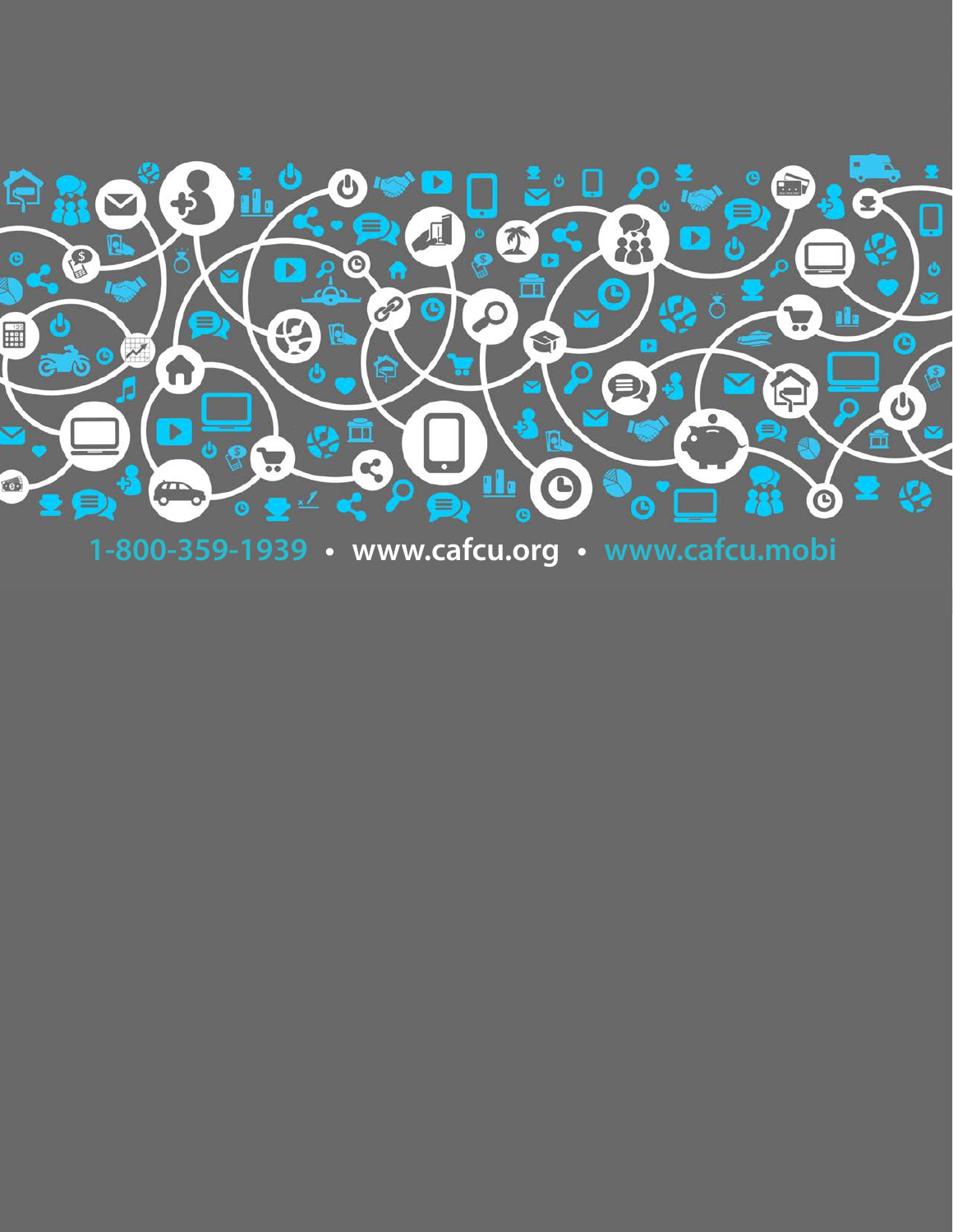1-800-359-1939 • www.cafcu.org • www.cafcu.mobi